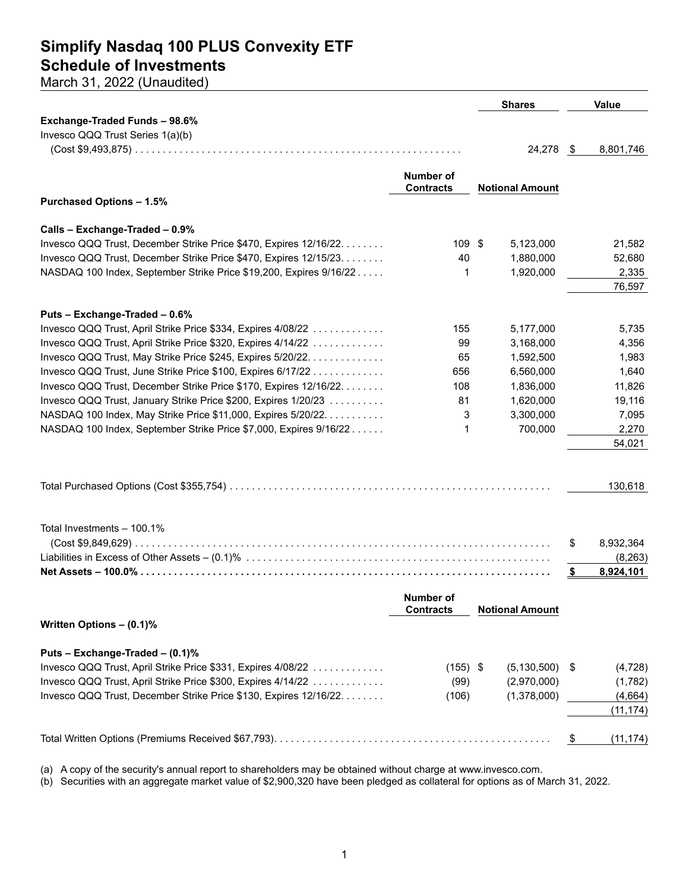# Simplify Nasdaq 100 PLUS Convexity ETF
## Schedule of Investments
March 31, 2022 (Unaudited)

| | Shares | Value |
|---|---|---|
| **Exchange-Traded Funds – 98.6%** | | |
| Invesco QQQ Trust Series 1(a)(b) (Cost $9,493,875) | 24,278 | $ 8,801,746 |

| | Number of Contracts | Notional Amount | Value |
|---|---|---|---|
| **Purchased Options – 1.5%** | | | |
| **Calls – Exchange-Traded – 0.9%** | | | |
| Invesco QQQ Trust, December Strike Price $470, Expires 12/16/22 | 109 | $ 5,123,000 | 21,582 |
| Invesco QQQ Trust, December Strike Price $470, Expires 12/15/23 | 40 | 1,880,000 | 52,680 |
| NASDAQ 100 Index, September Strike Price $19,200, Expires 9/16/22 | 1 | 1,920,000 | 2,335 |
| | | | 76,597 |
| **Puts – Exchange-Traded – 0.6%** | | | |
| Invesco QQQ Trust, April Strike Price $334, Expires 4/08/22 | 155 | 5,177,000 | 5,735 |
| Invesco QQQ Trust, April Strike Price $320, Expires 4/14/22 | 99 | 3,168,000 | 4,356 |
| Invesco QQQ Trust, May Strike Price $245, Expires 5/20/22 | 65 | 1,592,500 | 1,983 |
| Invesco QQQ Trust, June Strike Price $100, Expires 6/17/22 | 656 | 6,560,000 | 1,640 |
| Invesco QQQ Trust, December Strike Price $170, Expires 12/16/22 | 108 | 1,836,000 | 11,826 |
| Invesco QQQ Trust, January Strike Price $200, Expires 1/20/23 | 81 | 1,620,000 | 19,116 |
| NASDAQ 100 Index, May Strike Price $11,000, Expires 5/20/22 | 3 | 3,300,000 | 7,095 |
| NASDAQ 100 Index, September Strike Price $7,000, Expires 9/16/22 | 1 | 700,000 | 2,270 |
| | | | 54,021 |
| Total Purchased Options (Cost $355,754) | | | 130,618 |
| Total Investments – 100.1% (Cost $9,849,629) | | | $ 8,932,364 |
| Liabilities in Excess of Other Assets – (0.1)% | | | (8,263) |
| **Net Assets – 100.0%** | | | **$ 8,924,101** |

| | Number of Contracts | Notional Amount | Value |
|---|---|---|---|
| **Written Options – (0.1)%** | | | |
| **Puts – Exchange-Traded – (0.1)%** | | | |
| Invesco QQQ Trust, April Strike Price $331, Expires 4/08/22 | (155) | $ (5,130,500) | $ (4,728) |
| Invesco QQQ Trust, April Strike Price $300, Expires 4/14/22 | (99) | (2,970,000) | (1,782) |
| Invesco QQQ Trust, December Strike Price $130, Expires 12/16/22 | (106) | (1,378,000) | (4,664) |
| | | | (11,174) |
| Total Written Options (Premiums Received $67,793) | | | $ (11,174) |

(a) A copy of the security's annual report to shareholders may be obtained without charge at www.invesco.com.
(b) Securities with an aggregate market value of $2,900,320 have been pledged as collateral for options as of March 31, 2022.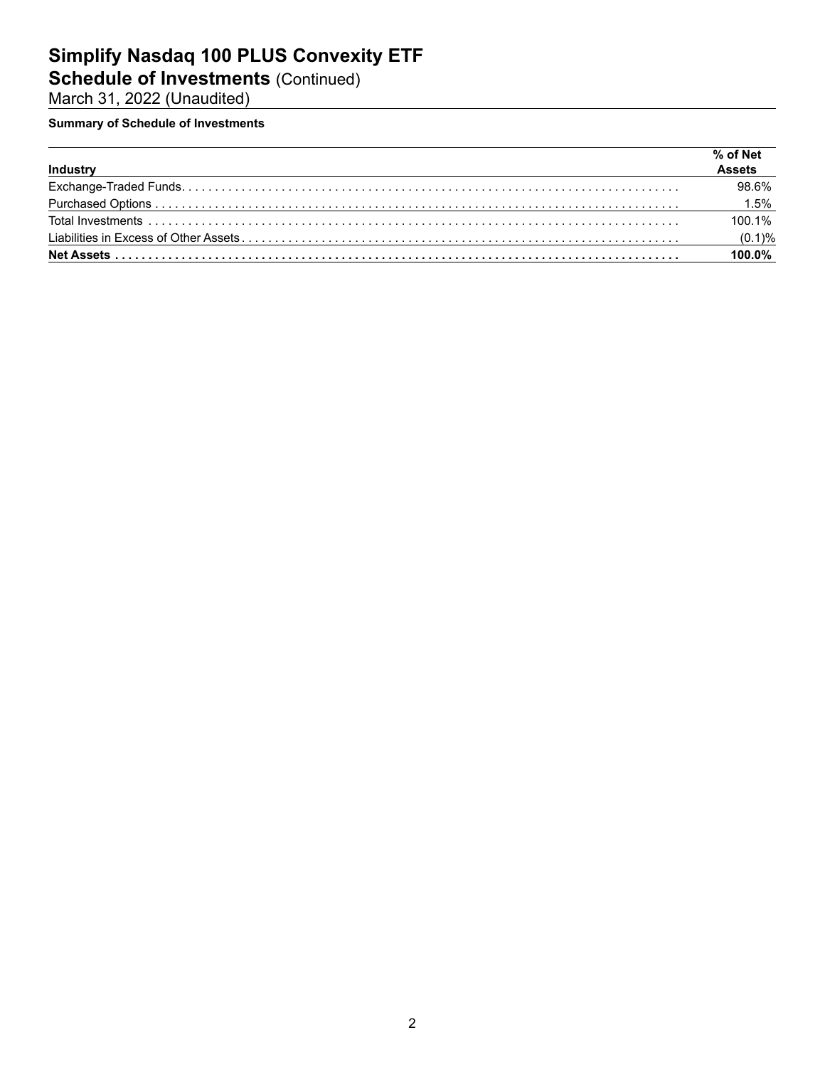# Simplify Nasdaq 100 PLUS Convexity ETF

## Schedule of Investments (Continued)

March 31, 2022 (Unaudited)

**Summary of Schedule of Investments**

| Industry | % of Net Assets |
|---|---|
| Exchange-Traded Funds | 98.6% |
| Purchased Options | 1.5% |
| Total Investments | 100.1% |
| Liabilities in Excess of Other Assets | (0.1)% |
| **Net Assets** | **100.0%** |